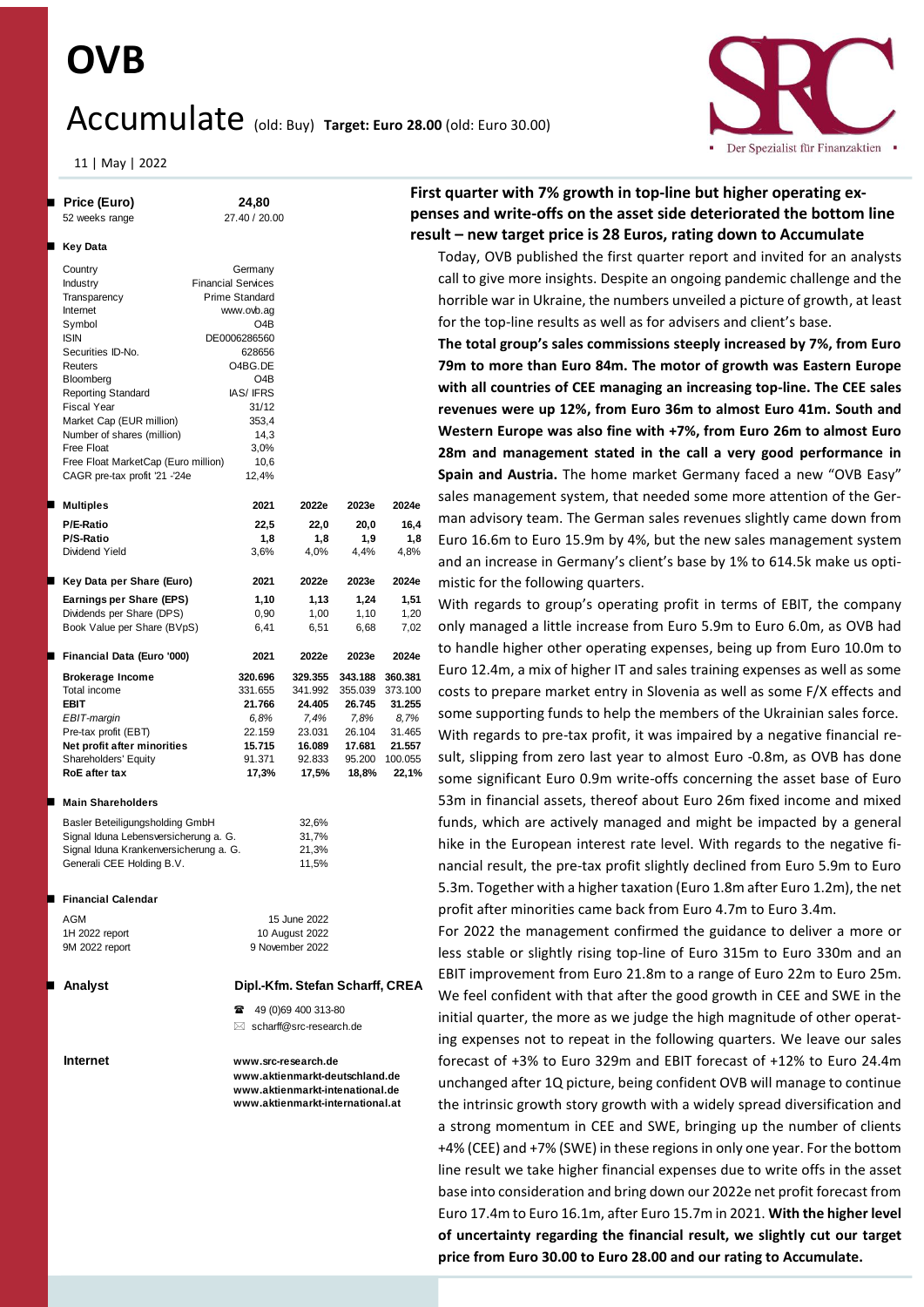# OVB

# Accumulate (old: Buy) **Target: Euro 28.00** (old: Euro 30.00)

11 | May | 2022

| **Price (Euro)** | **24,80** |
|---|---|
| 52 weeks range | 27.40 / 20.00 |

**Key Data**

| | |
|---|---|
| Country | Germany |
| Industry | Financial Services |
| Transparency | Prime Standard |
| Internet | www.ovb.ag |
| Symbol | O4B |
| ISIN | DE0006286560 |
| Securities ID-No. | 628656 |
| Reuters | O4BG.DE |
| Bloomberg | O4B |
| Reporting Standard | IAS/ IFRS |
| Fiscal Year | 31/12 |
| Market Cap (EUR million) | 353,4 |
| Number of shares (million) | 14,3 |
| Free Float | 3,0% |
| Free Float MarketCap (Euro million) | 10,6 |
| CAGR pre-tax profit '21 -'24e | 12,4% |

| **Multiples** | **2021** | **2022e** | **2023e** | **2024e** |
|---|---|---|---|---|
| **P/E-Ratio** | **22,5** | **22,0** | **20,0** | **16,4** |
| **P/S-Ratio** | **1,8** | **1,8** | **1,9** | **1,8** |
| Dividend Yield | 3,6% | 4,0% | 4,4% | 4,8% |

| **Key Data per Share (Euro)** | **2021** | **2022e** | **2023e** | **2024e** |
|---|---|---|---|---|
| **Earnings per Share (EPS)** | **1,10** | **1,13** | **1,24** | **1,51** |
| Dividends per Share (DPS) | 0,90 | 1,00 | 1,10 | 1,20 |
| Book Value per Share (BVpS) | 6,41 | 6,51 | 6,68 | 7,02 |

| **Financial Data (Euro '000)** | **2021** | **2022e** | **2023e** | **2024e** |
|---|---|---|---|---|
| **Brokerage Income** | **320.696** | **329.355** | **343.188** | **360.381** |
| Total income | 331.655 | 341.992 | 355.039 | 373.100 |
| **EBIT** | **21.766** | **24.405** | **26.745** | **31.255** |
| *EBIT-margin* | *6,8%* | *7,4%* | *7,8%* | *8,7%* |
| Pre-tax profit (EBT) | 22.159 | 23.031 | 26.104 | 31.465 |
| **Net profit after minorities** | **15.715** | **16.089** | **17.681** | **21.557** |
| Shareholders' Equity | 91.371 | 92.833 | 95.200 | 100.055 |
| **RoE after tax** | **17,3%** | **17,5%** | **18,8%** | **22,1%** |

**Main Shareholders**

| | |
|---|---|
| Basler Beteiligungsholding GmbH | 32,6% |
| Signal Iduna Lebensversicherung a. G. | 31,7% |
| Signal Iduna Krankenversicherung a. G. | 21,3% |
| Generali CEE Holding B.V. | 11,5% |

**Financial Calendar**

| | |
|---|---|
| AGM | 15 June 2022 |
| 1H 2022 report | 10 August 2022 |
| 9M 2022 report | 9 November 2022 |

**Analyst** **Dipl.-Kfm. Stefan Scharff, CREA**

49 (0)69 400 313-80
scharff@src-research.de

**Internet**
**www.src-research.de**
**www.aktienmarkt-deutschland.de**
**www.aktienmarkt-intenational.de**
**www.aktienmarkt-international.at**

## First quarter with 7% growth in top-line but higher operating expenses and write-offs on the asset side deteriorated the bottom line result – new target price is 28 Euros, rating down to Accumulate

Today, OVB published the first quarter report and invited for an analysts call to give more insights. Despite an ongoing pandemic challenge and the horrible war in Ukraine, the numbers unveiled a picture of growth, at least for the top-line results as well as for advisers and client's base.

**The total group's sales commissions steeply increased by 7%, from Euro 79m to more than Euro 84m. The motor of growth was Eastern Europe with all countries of CEE managing an increasing top-line. The CEE sales revenues were up 12%, from Euro 36m to almost Euro 41m. South and Western Europe was also fine with +7%, from Euro 26m to almost Euro 28m and management stated in the call a very good performance in Spain and Austria.** The home market Germany faced a new "OVB Easy" sales management system, that needed some more attention of the German advisory team. The German sales revenues slightly came down from Euro 16.6m to Euro 15.9m by 4%, but the new sales management system and an increase in Germany's client's base by 1% to 614.5k make us optimistic for the following quarters.

With regards to group's operating profit in terms of EBIT, the company only managed a little increase from Euro 5.9m to Euro 6.0m, as OVB had to handle higher other operating expenses, being up from Euro 10.0m to Euro 12.4m, a mix of higher IT and sales training expenses as well as some costs to prepare market entry in Slovenia as well as some F/X effects and some supporting funds to help the members of the Ukrainian sales force. With regards to pre-tax profit, it was impaired by a negative financial result, slipping from zero last year to almost Euro -0.8m, as OVB has done some significant Euro 0.9m write-offs concerning the asset base of Euro 53m in financial assets, thereof about Euro 26m fixed income and mixed funds, which are actively managed and might be impacted by a general hike in the European interest rate level. With regards to the negative financial result, the pre-tax profit slightly declined from Euro 5.9m to Euro 5.3m. Together with a higher taxation (Euro 1.8m after Euro 1.2m), the net profit after minorities came back from Euro 4.7m to Euro 3.4m.

For 2022 the management confirmed the guidance to deliver a more or less stable or slightly rising top-line of Euro 315m to Euro 330m and an EBIT improvement from Euro 21.8m to a range of Euro 22m to Euro 25m. We feel confident with that after the good growth in CEE and SWE in the initial quarter, the more as we judge the high magnitude of other operating expenses not to repeat in the following quarters. We leave our sales forecast of +3% to Euro 329m and EBIT forecast of +12% to Euro 24.4m unchanged after 1Q picture, being confident OVB will manage to continue the intrinsic growth story growth with a widely spread diversification and a strong momentum in CEE and SWE, bringing up the number of clients +4% (CEE) and +7% (SWE) in these regions in only one year. For the bottom line result we take higher financial expenses due to write offs in the asset base into consideration and bring down our 2022e net profit forecast from Euro 17.4m to Euro 16.1m, after Euro 15.7m in 2021. **With the higher level of uncertainty regarding the financial result, we slightly cut our target price from Euro 30.00 to Euro 28.00 and our rating to Accumulate.**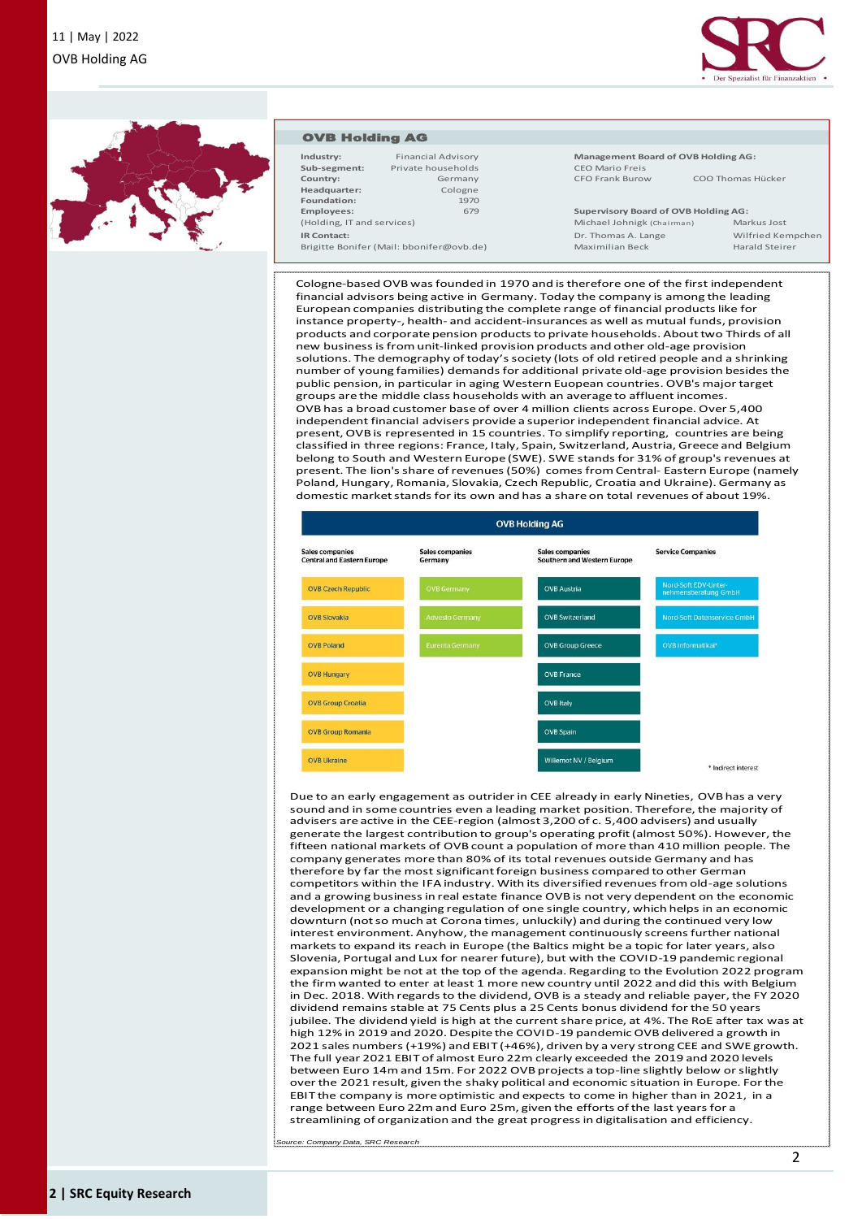## OVB Holding AG

| | |
|---|---|
| **Industry:** | Financial Advisory |
| **Sub-segment:** | Private households |
| **Country:** | Germany |
| **Headquarter:** | Cologne |
| **Foundation:** | 1970 |
| **Employees:** | 679 |
| (Holding, IT and services) | |
| **IR Contact:** | |
| Brigitte Bonifer (Mail: bbonifer@ovb.de) | |

**Management Board of OVB Holding AG:**
CEO Mario Freis
CFO Frank Burow
COO Thomas Hücker

**Supervisory Board of OVB Holding AG:**
Michael Johnigk (Chairman)
Markus Jost
Dr. Thomas A. Lange
Wilfried Kempchen
Maximilian Beck
Harald Steirer

Cologne-based OVB was founded in 1970 and is therefore one of the first independent financial advisors being active in Germany. Today the company is among the leading European companies distributing the complete range of financial products like for instance property-, health- and accident-insurances as well as mutual funds, provision products and corporate pension products to private households. About two Thirds of all new business is from unit-linked provision products and other old-age provision solutions. The demography of today's society (lots of old retired people and a shrinking number of young families) demands for additional private old-age provision besides the public pension, in particular in aging Western Euopean countries. OVB's major target groups are the middle class households with an average to affluent incomes.
OVB has a broad customer base of over 4 million clients across Europe. Over 5,400 independent financial advisers provide a superior independent financial advice. At present, OVB is represented in 15 countries. To simplify reporting, countries are being classified in three regions: France, Italy, Spain, Switzerland, Austria, Greece and Belgium belong to South and Western Europe (SWE). SWE stands for 31% of group's revenues at present. The lion's share of revenues (50%) comes from Central- Eastern Europe (namely Poland, Hungary, Romania, Slovakia, Czech Republic, Croatia and Ukraine). Germany as domestic market stands for its own and has a share on total revenues of about 19%.

**OVB Holding AG**

| Sales companies Central and Eastern Europe | Sales companies Germany | Sales companies Southern and Western Europe | Service Companies |
|---|---|---|---|
| OVB Czech Republic | OVB Germany | OVB Austria | Nord-Soft EDV-Unternehmensberatung GmbH |
| OVB Slovakia | Advesto Germany | OVB Switzerland | Nord-Soft Datenservice GmbH |
| OVB Poland | Eurenta Germany | OVB Group Greece | OVB Informatika* |
| OVB Hungary | | OVB France | |
| OVB Group Croatia | | OVB Italy | |
| OVB Group Romania | | OVB Spain | |
| OVB Ukraine | | Willemot NV / Belgium | |

\* Indirect interest

Due to an early engagement as outrider in CEE already in early Nineties, OVB has a very sound and in some countries even a leading market position. Therefore, the majority of advisers are active in the CEE-region (almost 3,200 of c. 5,400 advisers) and usually generate the largest contribution to group's operating profit (almost 50%). However, the fifteen national markets of OVB count a population of more than 410 million people. The company generates more than 80% of its total revenues outside Germany and has therefore by far the most significant foreign business compared to other German competitors within the IFA industry. With its diversified revenues from old-age solutions and a growing business in real estate finance OVB is not very dependent on the economic development or a changing regulation of one single country, which helps in an economic downturn (not so much at Corona times, unluckily) and during the continued very low interest environment. Anyhow, the management continuously screens further national markets to expand its reach in Europe (the Baltics might be a topic for later years, also Slovenia, Portugal and Lux for nearer future), but with the COVID-19 pandemic regional expansion might be not at the top of the agenda. Regarding to the Evolution 2022 program the firm wanted to enter at least 1 more new country until 2022 and did this with Belgium in Dec. 2018. With regards to the dividend, OVB is a steady and reliable payer, the FY 2020 dividend remains stable at 75 Cents plus a 25 Cents bonus dividend for the 50 years jubilee. The dividend yield is high at the current share price, at 4%. The RoE after tax was at high 12% in 2019 and 2020. Despite the COVID-19 pandemic OVB delivered a growth in 2021 sales numbers (+19%) and EBIT (+46%), driven by a very strong CEE and SWE growth. The full year 2021 EBIT of almost Euro 22m clearly exceeded the 2019 and 2020 levels between Euro 14m and 15m. For 2022 OVB projects a top-line slightly below or slightly over the 2021 result, given the shaky political and economic situation in Europe. For the EBIT the company is more optimistic and expects to come in higher than in 2021, in a range between Euro 22m and Euro 25m, given the efforts of the last years for a streamlining of organization and the great progress in digitalisation and efficiency.

*Source: Company Data, SRC Research*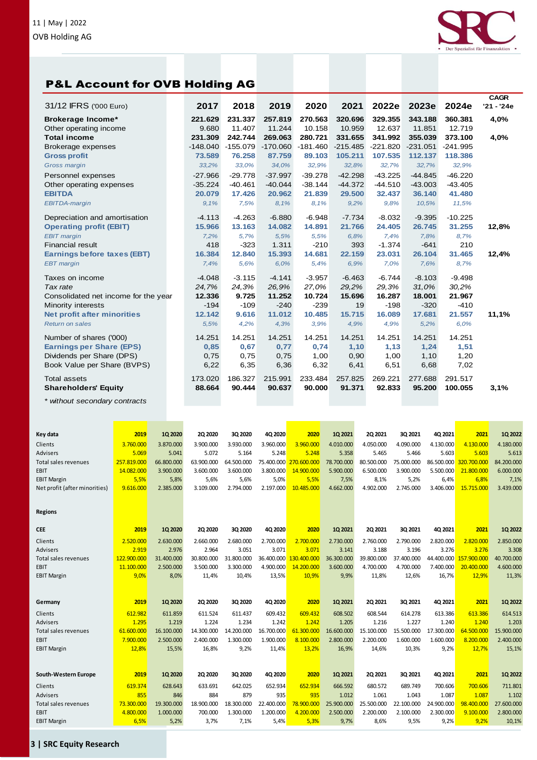## P&L Account for OVB Holding AG

| 31/12 IFRS ('000 Euro) | 2017 | 2018 | 2019 | 2020 | 2021 | 2022e | 2023e | 2024e | CAGR '21 - '24e |
|---|---|---|---|---|---|---|---|---|---|
| **Brokerage Income*** | 221.629 | 231.337 | 257.819 | 270.563 | 320.696 | 329.355 | 343.188 | 360.381 | 4,0% |
| Other operating income | 9.680 | 11.407 | 11.244 | 10.158 | 10.959 | 12.637 | 11.851 | 12.719 | |
| **Total income** | 231.309 | 242.744 | 269.063 | 280.721 | 331.655 | 341.992 | 355.039 | 373.100 | 4,0% |
| Brokerage expenses | -148.040 | -155.079 | -170.060 | -181.460 | -215.485 | -221.820 | -231.051 | -241.995 | |
| **Gross profit** | 73.589 | 76.258 | 87.759 | 89.103 | 105.211 | 107.535 | 112.137 | 118.386 | |
| *Gross margin* | 33,2% | 33,0% | 34,0% | 32,9% | 32,8% | 32,7% | 32,7% | 32,9% | |
| Personnel expenses | -27.966 | -29.778 | -37.997 | -39.278 | -42.298 | -43.225 | -44.845 | -46.220 | |
| Other operating expenses | -35.224 | -40.461 | -40.044 | -38.144 | -44.372 | -44.510 | -43.003 | -43.405 | |
| **EBITDA** | 20.079 | 17.426 | 20.962 | 21.839 | 29.500 | 32.437 | 36.140 | 41.480 | |
| *EBITDA-margin* | 9,1% | 7,5% | 8,1% | 8,1% | 9,2% | 9,8% | 10,5% | 11,5% | |
| Depreciation and amortisation | -4.113 | -4.263 | -6.880 | -6.948 | -7.734 | -8.032 | -9.395 | -10.225 | |
| **Operating profit (EBIT)** | 15.966 | 13.163 | 14.082 | 14.891 | 21.766 | 24.405 | 26.745 | 31.255 | 12,8% |
| *EBIT margin* | 7,2% | 5,7% | 5,5% | 5,5% | 6,8% | 7,4% | 7,8% | 8,7% | |
| Financial result | 418 | -323 | 1.311 | -210 | 393 | -1.374 | -641 | 210 | |
| **Earnings before taxes (EBT)** | 16.384 | 12.840 | 15.393 | 14.681 | 22.159 | 23.031 | 26.104 | 31.465 | 12,4% |
| *EBT margin* | 7,4% | 5,6% | 6,0% | 5,4% | 6,9% | 7,0% | 7,6% | 8,7% | |
| Taxes on income | -4.048 | -3.115 | -4.141 | -3.957 | -6.463 | -6.744 | -8.103 | -9.498 | |
| *Tax rate* | 24,7% | 24,3% | 26,9% | 27,0% | 29,2% | 29,3% | 31,0% | 30,2% | |
| Consolidated net income for the year | 12.336 | 9.725 | 11.252 | 10.724 | 15.696 | 16.287 | 18.001 | 21.967 | |
| Minority interests | -194 | -109 | -240 | -239 | 19 | -198 | -320 | -410 | |
| **Net profit after minorities** | 12.142 | 9.616 | 11.012 | 10.485 | 15.715 | 16.089 | 17.681 | 21.557 | 11,1% |
| *Return on sales* | 5,5% | 4,2% | 4,3% | 3,9% | 4,9% | 4,9% | 5,2% | 6,0% | |
| Number of shares ('000) | 14.251 | 14.251 | 14.251 | 14.251 | 14.251 | 14.251 | 14.251 | 14.251 | |
| **Earnings per Share (EPS)** | 0,85 | 0,67 | 0,77 | 0,74 | 1,10 | 1,13 | 1,24 | 1,51 | |
| Dividends per Share (DPS) | 0,75 | 0,75 | 0,75 | 1,00 | 0,90 | 1,00 | 1,10 | 1,20 | |
| Book Value per Share (BVPS) | 6,22 | 6,35 | 6,36 | 6,32 | 6,41 | 6,51 | 6,68 | 7,02 | |
| Total assets | 173.020 | 186.327 | 215.991 | 233.484 | 257.825 | 269.221 | 277.688 | 291.517 | |
| **Shareholders' Equity** | 88.664 | 90.444 | 90.637 | 90.000 | 91.371 | 92.833 | 95.200 | 100.055 | 3,1% |

*\* without secondary contracts*

| Key data | 2019 | 1Q 2020 | 2Q 2020 | 3Q 2020 | 4Q 2020 | 2020 | 1Q 2021 | 2Q 2021 | 3Q 2021 | 4Q 2021 | 2021 | 1Q 2022 |
|---|---|---|---|---|---|---|---|---|---|---|---|---|
| Clients | 3.760.000 | 3.870.000 | 3.900.000 | 3.930.000 | 3.960.000 | 3.960.000 | 4.010.000 | 4.050.000 | 4.090.000 | 4.130.000 | 4.130.000 | 4.180.000 |
| Advisers | 5.069 | 5.041 | 5.072 | 5.164 | 5.248 | 5.248 | 5.358 | 5.465 | 5.466 | 5.603 | 5.603 | 5.613 |
| Total sales revenues | 257.819.000 | 66.800.000 | 63.900.000 | 64.500.000 | 75.400.000 | 270.600.000 | 78.700.000 | 80.500.000 | 75.000.000 | 86.500.000 | 320.700.000 | 84.200.000 |
| EBIT | 14.082.000 | 3.900.000 | 3.600.000 | 3.600.000 | 3.800.000 | 14.900.000 | 5.900.000 | 6.500.000 | 3.900.000 | 5.500.000 | 21.800.000 | 6.000.000 |
| EBIT Margin | 5,5% | 5,8% | 5,6% | 5,6% | 5,0% | 5,5% | 7,5% | 8,1% | 5,2% | 6,4% | 6,8% | 7,1% |
| Net profit (after minorities) | 9.616.000 | 2.385.000 | 3.109.000 | 2.794.000 | 2.197.000 | 10.485.000 | 4.662.000 | 4.902.000 | 2.745.000 | 3.406.000 | 15.715.000 | 3.439.000 |

**Regions**

| CEE | 2019 | 1Q 2020 | 2Q 2020 | 3Q 2020 | 4Q 2020 | 2020 | 1Q 2021 | 2Q 2021 | 3Q 2021 | 4Q 2021 | 2021 | 1Q 2022 |
|---|---|---|---|---|---|---|---|---|---|---|---|---|
| Clients | 2.520.000 | 2.630.000 | 2.660.000 | 2.680.000 | 2.700.000 | 2.700.000 | 2.730.000 | 2.760.000 | 2.790.000 | 2.820.000 | 2.820.000 | 2.850.000 |
| Advisers | 2.919 | 2.976 | 2.964 | 3.051 | 3.071 | 3.071 | 3.141 | 3.188 | 3.196 | 3.276 | 3.276 | 3.308 |
| Total sales revenues | 122.900.000 | 31.400.000 | 30.800.000 | 31.800.000 | 36.400.000 | 130.400.000 | 36.300.000 | 39.800.000 | 37.400.000 | 44.400.000 | 157.900.000 | 40.700.000 |
| EBIT | 11.100.000 | 2.500.000 | 3.500.000 | 3.300.000 | 4.900.000 | 14.200.000 | 3.600.000 | 4.700.000 | 4.700.000 | 7.400.000 | 20.400.000 | 4.600.000 |
| EBIT Margin | 9,0% | 8,0% | 11,4% | 10,4% | 13,5% | 10,9% | 9,9% | 11,8% | 12,6% | 16,7% | 12,9% | 11,3% |

| Germany | 2019 | 1Q 2020 | 2Q 2020 | 3Q 2020 | 4Q 2020 | 2020 | 1Q 2021 | 2Q 2021 | 3Q 2021 | 4Q 2021 | 2021 | 1Q 2022 |
|---|---|---|---|---|---|---|---|---|---|---|---|---|
| Clients | 612.982 | 611.859 | 611.524 | 611.437 | 609.432 | 609.432 | 608.502 | 608.544 | 614.278 | 613.386 | 613.386 | 614.513 |
| Advisers | 1.295 | 1.219 | 1.224 | 1.234 | 1.242 | 1.242 | 1.205 | 1.216 | 1.227 | 1.240 | 1.240 | 1.203 |
| Total sales revenues | 61.600.000 | 16.100.000 | 14.300.000 | 14.200.000 | 16.700.000 | 61.300.000 | 16.600.000 | 15.100.000 | 15.500.000 | 17.300.000 | 64.500.000 | 15.900.000 |
| EBIT | 7.900.000 | 2.500.000 | 2.400.000 | 1.300.000 | 1.900.000 | 8.100.000 | 2.800.000 | 2.200.000 | 1.600.000 | 1.600.000 | 8.200.000 | 2.400.000 |
| EBIT Margin | 12,8% | 15,5% | 16,8% | 9,2% | 11,4% | 13,2% | 16,9% | 14,6% | 10,3% | 9,2% | 12,7% | 15,1% |

| South-Western Europe | 2019 | 1Q 2020 | 2Q 2020 | 3Q 2020 | 4Q 2020 | 2020 | 1Q 2021 | 2Q 2021 | 3Q 2021 | 4Q 2021 | 2021 | 1Q 2022 |
|---|---|---|---|---|---|---|---|---|---|---|---|---|
| Clients | 619.374 | 628.643 | 633.691 | 642.025 | 652.934 | 652.934 | 666.592 | 680.572 | 689.749 | 700.606 | 700.606 | 711.801 |
| Advisers | 855 | 846 | 884 | 879 | 935 | 935 | 1.012 | 1.061 | 1.043 | 1.087 | 1.087 | 1.102 |
| Total sales revenues | 73.300.000 | 19.300.000 | 18.900.000 | 18.300.000 | 22.400.000 | 78.900.000 | 25.900.000 | 25.500.000 | 22.100.000 | 24.900.000 | 98.400.000 | 27.600.000 |
| EBIT | 4.800.000 | 1.000.000 | 700.000 | 1.300.000 | 1.200.000 | 4.200.000 | 2.500.000 | 2.200.000 | 2.100.000 | 2.300.000 | 9.100.000 | 2.800.000 |
| EBIT Margin | 6,5% | 5,2% | 3,7% | 7,1% | 5,4% | 5,3% | 9,7% | 8,6% | 9,5% | 9,2% | 9,2% | 10,1% |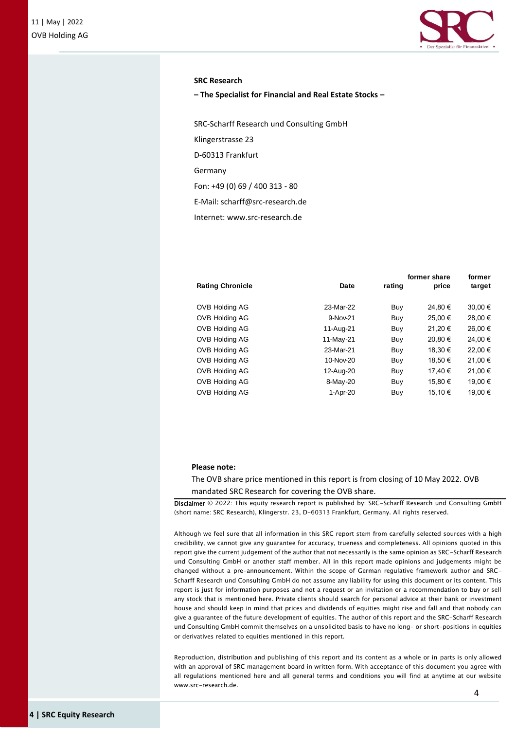**SRC Research**

**– The Specialist for Financial and Real Estate Stocks –**

SRC-Scharff Research und Consulting GmbH

Klingerstrasse 23

D-60313 Frankfurt

Germany

Fon: +49 (0) 69 / 400 313 - 80

E-Mail: scharff@src-research.de

Internet: www.src-research.de

| Rating Chronicle | Date | rating | former share price | former target |
|---|---|---|---|---|
| OVB Holding AG | 23-Mar-22 | Buy | 24,80 € | 30,00 € |
| OVB Holding AG | 9-Nov-21 | Buy | 25,00 € | 28,00 € |
| OVB Holding AG | 11-Aug-21 | Buy | 21,20 € | 26,00 € |
| OVB Holding AG | 11-May-21 | Buy | 20,80 € | 24,00 € |
| OVB Holding AG | 23-Mar-21 | Buy | 18,30 € | 22,00 € |
| OVB Holding AG | 10-Nov-20 | Buy | 18,50 € | 21,00 € |
| OVB Holding AG | 12-Aug-20 | Buy | 17,40 € | 21,00 € |
| OVB Holding AG | 8-May-20 | Buy | 15,80 € | 19,00 € |
| OVB Holding AG | 1-Apr-20 | Buy | 15,10 € | 19,00 € |

**Please note:**

The OVB share price mentioned in this report is from closing of 10 May 2022. OVB mandated SRC Research for covering the OVB share.

**Disclaimer** © 2022: This equity research report is published by: SRC-Scharff Research und Consulting GmbH (short name: SRC Research), Klingerstr. 23, D-60313 Frankfurt, Germany. All rights reserved.

Although we feel sure that all information in this SRC report stem from carefully selected sources with a high credibility, we cannot give any guarantee for accuracy, trueness and completeness. All opinions quoted in this report give the current judgement of the author that not necessarily is the same opinion as SRC-Scharff Research und Consulting GmbH or another staff member. All in this report made opinions and judgements might be changed without a pre-announcement. Within the scope of German regulative framework author and SRC-Scharff Research und Consulting GmbH do not assume any liability for using this document or its content. This report is just for information purposes and not a request or an invitation or a recommendation to buy or sell any stock that is mentioned here. Private clients should search for personal advice at their bank or investment house and should keep in mind that prices and dividends of equities might rise and fall and that nobody can give a guarantee of the future development of equities. The author of this report and the SRC-Scharff Research und Consulting GmbH commit themselves on a unsolicited basis to have no long- or short-positions in equities or derivatives related to equities mentioned in this report.

Reproduction, distribution and publishing of this report and its content as a whole or in parts is only allowed with an approval of SRC management board in written form. With acceptance of this document you agree with all regulations mentioned here and all general terms and conditions you will find at anytime at our website www.src-research.de.